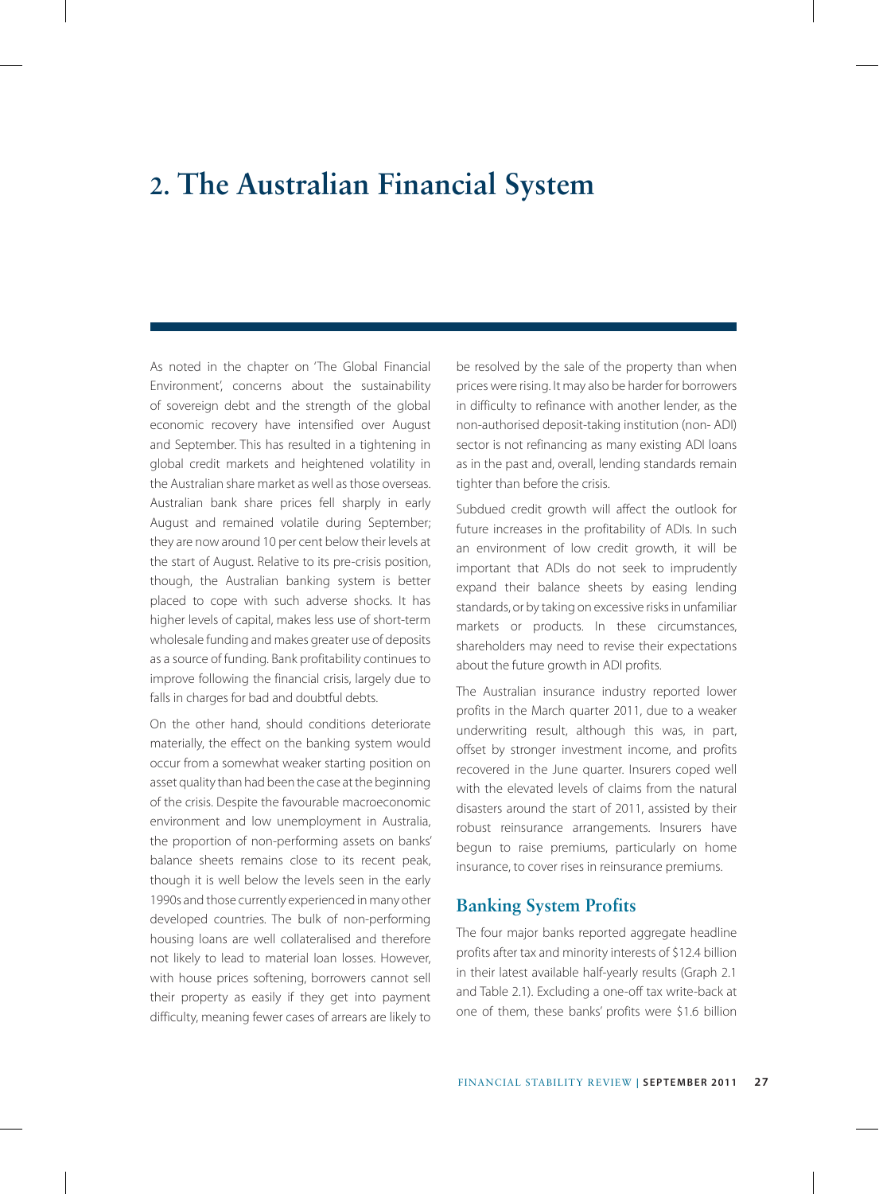# 2. The Australian Financial System

As noted in the chapter on 'The Global Financial Environment', concerns about the sustainability of sovereign debt and the strength of the global economic recovery have intensified over August and September. This has resulted in a tightening in global credit markets and heightened volatility in the Australian share market as well as those overseas. Australian bank share prices fell sharply in early August and remained volatile during September; they are now around 10 per cent below their levels at the start of August. Relative to its pre-crisis position, though, the Australian banking system is better placed to cope with such adverse shocks. It has higher levels of capital, makes less use of short-term wholesale funding and makes greater use of deposits as a source of funding. Bank profitability continues to improve following the financial crisis, largely due to falls in charges for bad and doubtful debts.

On the other hand, should conditions deteriorate materially, the effect on the banking system would occur from a somewhat weaker starting position on asset quality than had been the case at the beginning of the crisis. Despite the favourable macroeconomic environment and low unemployment in Australia, the proportion of non-performing assets on banks' balance sheets remains close to its recent peak, though it is well below the levels seen in the early 1990s and those currently experienced in many other developed countries. The bulk of non-performing housing loans are well collateralised and therefore not likely to lead to material loan losses. However, with house prices softening, borrowers cannot sell their property as easily if they get into payment difficulty, meaning fewer cases of arrears are likely to be resolved by the sale of the property than when prices were rising. It may also be harder for borrowers in difficulty to refinance with another lender, as the non-authorised deposit-taking institution (non- ADI) sector is not refinancing as many existing ADI loans as in the past and, overall, lending standards remain tighter than before the crisis.

Subdued credit growth will affect the outlook for future increases in the profitability of ADIs. In such an environment of low credit growth, it will be important that ADIs do not seek to imprudently expand their balance sheets by easing lending standards, or by taking on excessive risks in unfamiliar markets or products. In these circumstances, shareholders may need to revise their expectations about the future growth in ADI profits.

The Australian insurance industry reported lower profits in the March quarter 2011, due to a weaker underwriting result, although this was, in part, offset by stronger investment income, and profits recovered in the June quarter. Insurers coped well with the elevated levels of claims from the natural disasters around the start of 2011, assisted by their robust reinsurance arrangements. Insurers have begun to raise premiums, particularly on home insurance, to cover rises in reinsurance premiums.

## Banking System Profits

The four major banks reported aggregate headline profits after tax and minority interests of $12.4 billion in their latest available half-yearly results (Graph 2.1 and Table 2.1). Excluding a one-off tax write-back at one of them, these banks' profits were $1.6 billion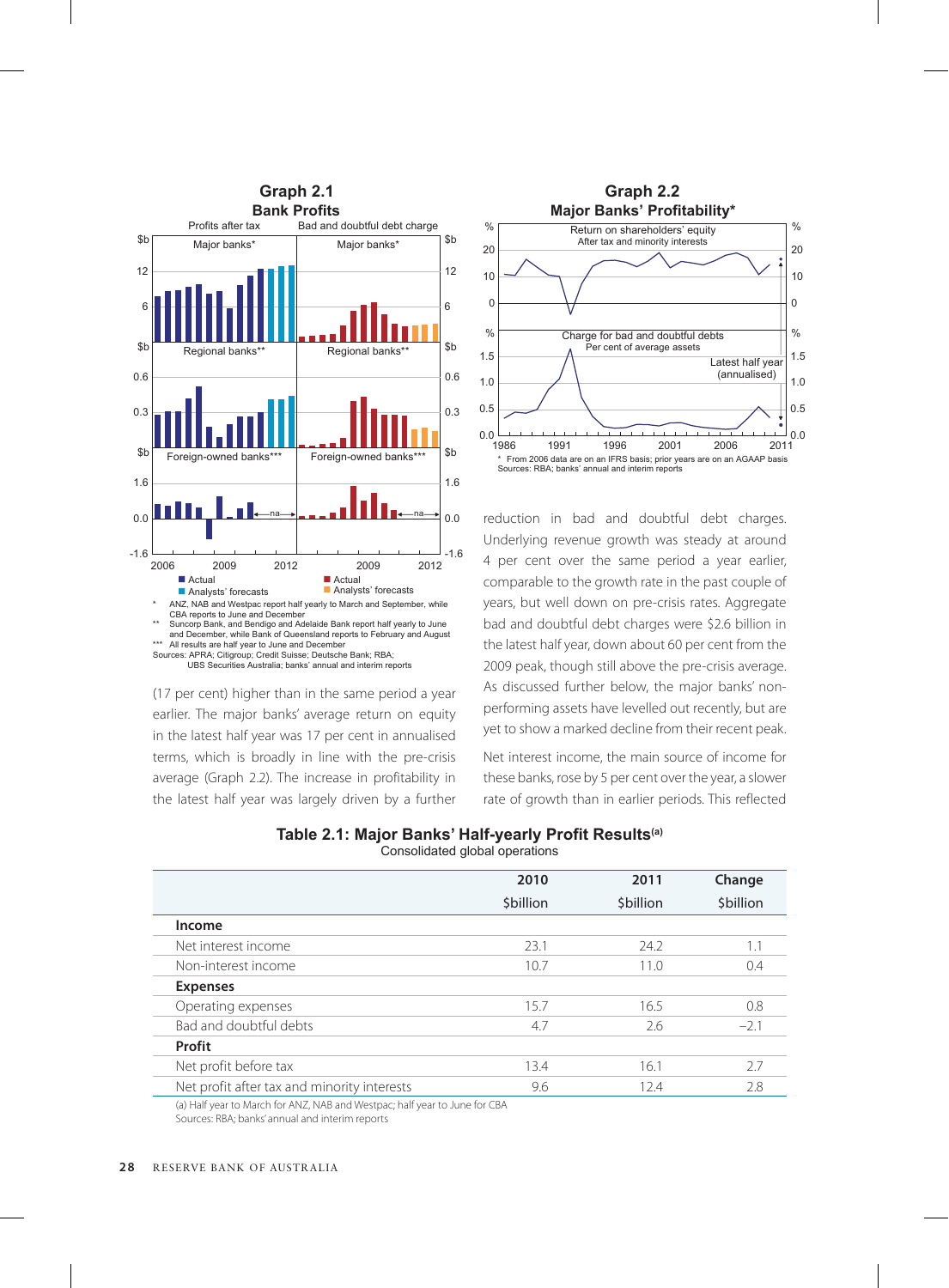**Graph 2.1**
**Bank Profits**

Profits after tax | Bad and doubtful debt charge

- Actual
- Analysts' forecasts

\* ANZ, NAB and Westpac report half yearly to March and September, while CBA reports to June and December

\*\* Suncorp Bank, and Bendigo and Adelaide Bank report half yearly to June and December, while Bank of Queensland reports to February and August

\*\*\* All results are half year to June and December

Sources: APRA; Citigroup; Credit Suisse; Deutsche Bank; RBA; UBS Securities Australia; banks' annual and interim reports

**Graph 2.2**
**Major Banks' Profitability\***

Return on shareholders' equity — After tax and minority interests

Charge for bad and doubtful debts — Per cent of average assets

\* From 2006 data are on an IFRS basis; prior years are on an AGAAP basis

Sources: RBA; banks' annual and interim reports

(17 per cent) higher than in the same period a year earlier. The major banks' average return on equity in the latest half year was 17 per cent in annualised terms, which is broadly in line with the pre-crisis average (Graph 2.2). The increase in profitability in the latest half year was largely driven by a further reduction in bad and doubtful debt charges. Underlying revenue growth was steady at around 4 per cent over the same period a year earlier, comparable to the growth rate in the past couple of years, but well down on pre-crisis rates. Aggregate bad and doubtful debt charges were $2.6 billion in the latest half year, down about 60 per cent from the 2009 peak, though still above the pre-crisis average. As discussed further below, the major banks' non-performing assets have levelled out recently, but are yet to show a marked decline from their recent peak.

Net interest income, the main source of income for these banks, rose by 5 per cent over the year, a slower rate of growth than in earlier periods. This reflected

**Table 2.1: Major Banks' Half-yearly Profit Results[(a)]**
Consolidated global operations

| | 2010 | 2011 | Change |
|---|---|---|---|
| | $billion | $billion | $billion |
| **Income** | | | |
| Net interest income | 23.1 | 24.2 | 1.1 |
| Non-interest income | 10.7 | 11.0 | 0.4 |
| **Expenses** | | | |
| Operating expenses | 15.7 | 16.5 | 0.8 |
| Bad and doubtful debts | 4.7 | 2.6 | –2.1 |
| **Profit** | | | |
| Net profit before tax | 13.4 | 16.1 | 2.7 |
| Net profit after tax and minority interests | 9.6 | 12.4 | 2.8 |

(a) Half year to March for ANZ, NAB and Westpac; half year to June for CBA

Sources: RBA; banks' annual and interim reports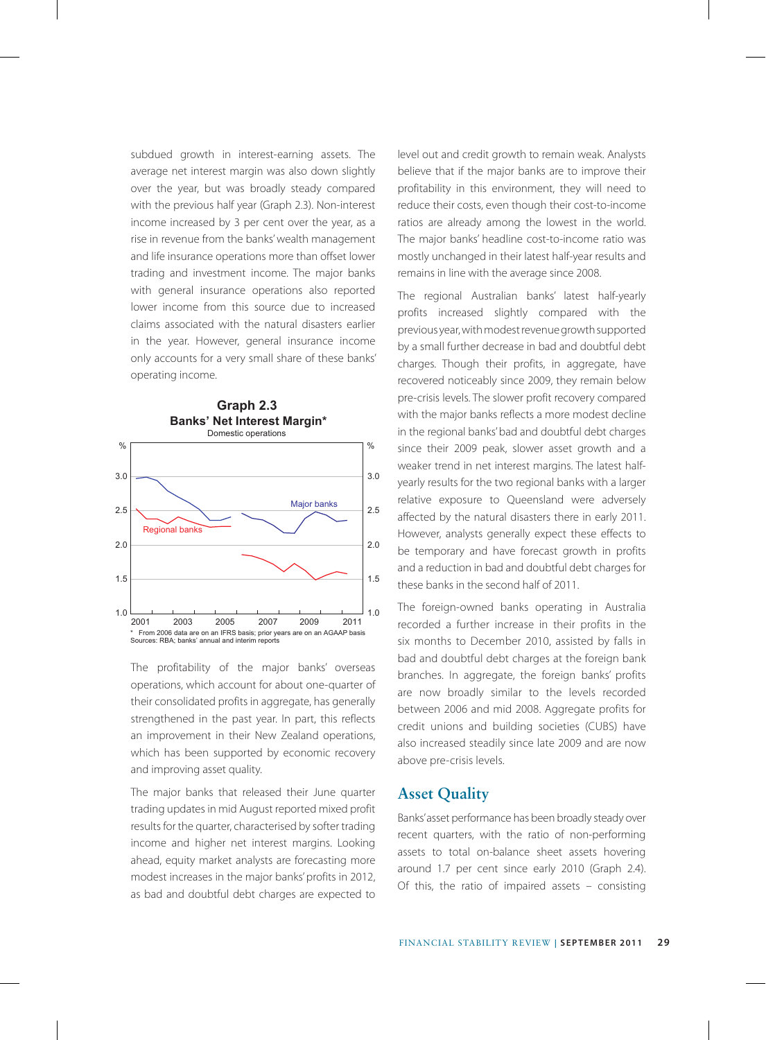subdued growth in interest-earning assets. The average net interest margin was also down slightly over the year, but was broadly steady compared with the previous half year (Graph 2.3). Non-interest income increased by 3 per cent over the year, as a rise in revenue from the banks' wealth management and life insurance operations more than offset lower trading and investment income. The major banks with general insurance operations also reported lower income from this source due to increased claims associated with the natural disasters earlier in the year. However, general insurance income only accounts for a very small share of these banks' operating income.

**Graph 2.3**
**Banks' Net Interest Margin***
Domestic operations

\* From 2006 data are on an IFRS basis; prior years are on an AGAAP basis
Sources: RBA; banks' annual and interim reports

The profitability of the major banks' overseas operations, which account for about one-quarter of their consolidated profits in aggregate, has generally strengthened in the past year. In part, this reflects an improvement in their New Zealand operations, which has been supported by economic recovery and improving asset quality.

The major banks that released their June quarter trading updates in mid August reported mixed profit results for the quarter, characterised by softer trading income and higher net interest margins. Looking ahead, equity market analysts are forecasting more modest increases in the major banks' profits in 2012, as bad and doubtful debt charges are expected to level out and credit growth to remain weak. Analysts believe that if the major banks are to improve their profitability in this environment, they will need to reduce their costs, even though their cost-to-income ratios are already among the lowest in the world. The major banks' headline cost-to-income ratio was mostly unchanged in their latest half-year results and remains in line with the average since 2008.

The regional Australian banks' latest half-yearly profits increased slightly compared with the previous year, with modest revenue growth supported by a small further decrease in bad and doubtful debt charges. Though their profits, in aggregate, have recovered noticeably since 2009, they remain below pre-crisis levels. The slower profit recovery compared with the major banks reflects a more modest decline in the regional banks' bad and doubtful debt charges since their 2009 peak, slower asset growth and a weaker trend in net interest margins. The latest half-yearly results for the two regional banks with a larger relative exposure to Queensland were adversely affected by the natural disasters there in early 2011. However, analysts generally expect these effects to be temporary and have forecast growth in profits and a reduction in bad and doubtful debt charges for these banks in the second half of 2011.

The foreign-owned banks operating in Australia recorded a further increase in their profits in the six months to December 2010, assisted by falls in bad and doubtful debt charges at the foreign bank branches. In aggregate, the foreign banks' profits are now broadly similar to the levels recorded between 2006 and mid 2008. Aggregate profits for credit unions and building societies (CUBS) have also increased steadily since late 2009 and are now above pre-crisis levels.

## Asset Quality

Banks' asset performance has been broadly steady over recent quarters, with the ratio of non-performing assets to total on-balance sheet assets hovering around 1.7 per cent since early 2010 (Graph 2.4). Of this, the ratio of impaired assets – consisting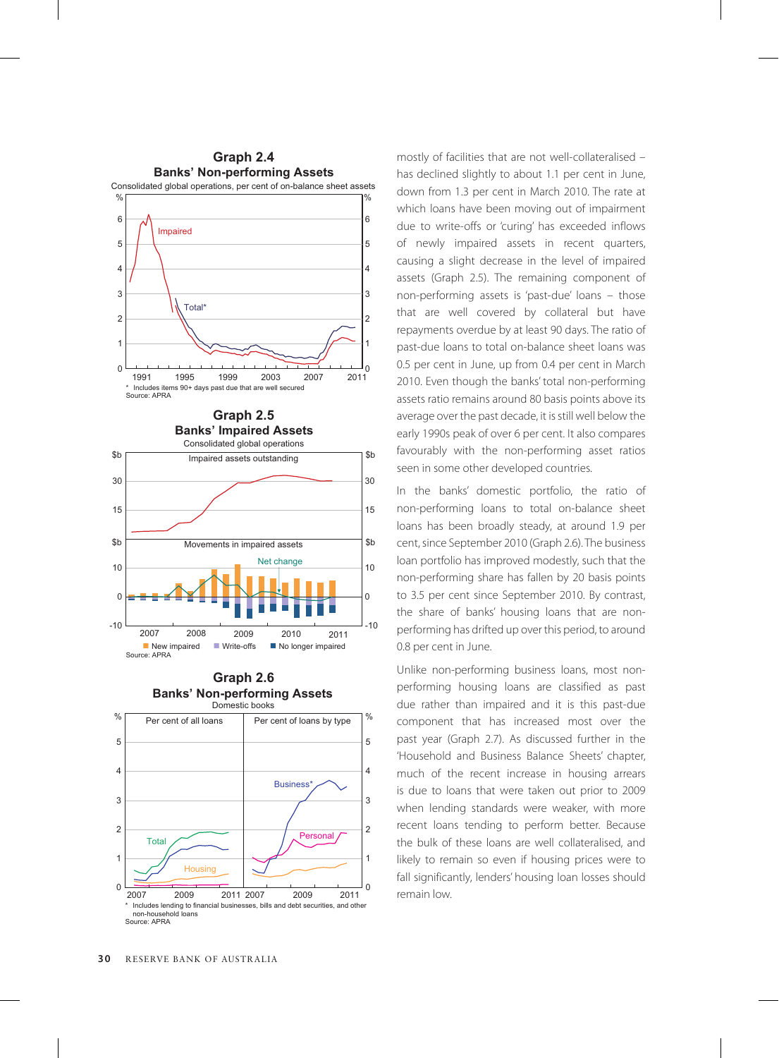### Graph 2.4
**Banks' Non-performing Assets**
Consolidated global operations, per cent of on-balance sheet assets

\* Includes items 90+ days past due that are well secured
Source: APRA

### Graph 2.5
**Banks' Impaired Assets**
Consolidated global operations

Source: APRA

### Graph 2.6
**Banks' Non-performing Assets**
Domestic books

\* Includes lending to financial businesses, bills and debt securities, and other non-household loans
Source: APRA

mostly of facilities that are not well-collateralised – has declined slightly to about 1.1 per cent in June, down from 1.3 per cent in March 2010. The rate at which loans have been moving out of impairment due to write-offs or 'curing' has exceeded inflows of newly impaired assets in recent quarters, causing a slight decrease in the level of impaired assets (Graph 2.5). The remaining component of non-performing assets is 'past-due' loans – those that are well covered by collateral but have repayments overdue by at least 90 days. The ratio of past-due loans to total on-balance sheet loans was 0.5 per cent in June, up from 0.4 per cent in March 2010. Even though the banks' total non-performing assets ratio remains around 80 basis points above its average over the past decade, it is still well below the early 1990s peak of over 6 per cent. It also compares favourably with the non-performing asset ratios seen in some other developed countries.

In the banks' domestic portfolio, the ratio of non-performing loans to total on-balance sheet loans has been broadly steady, at around 1.9 per cent, since September 2010 (Graph 2.6). The business loan portfolio has improved modestly, such that the non-performing share has fallen by 20 basis points to 3.5 per cent since September 2010. By contrast, the share of banks' housing loans that are non-performing has drifted up over this period, to around 0.8 per cent in June.

Unlike non-performing business loans, most non-performing housing loans are classified as past due rather than impaired and it is this past-due component that has increased most over the past year (Graph 2.7). As discussed further in the 'Household and Business Balance Sheets' chapter, much of the recent increase in housing arrears is due to loans that were taken out prior to 2009 when lending standards were weaker, with more recent loans tending to perform better. Because the bulk of these loans are well collateralised, and likely to remain so even if housing prices were to fall significantly, lenders' housing loan losses should remain low.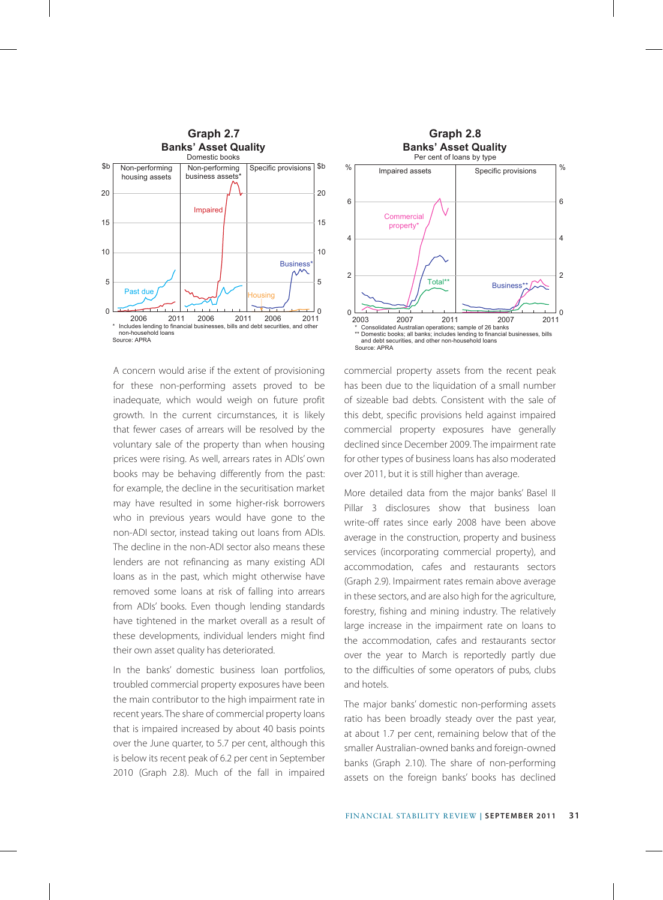**Graph 2.7**
**Banks' Asset Quality**
Domestic books

\* Includes lending to financial businesses, bills and debt securities, and other non-household loans

Source: APRA

**Graph 2.8**
**Banks' Asset Quality**
Per cent of loans by type

\* Consolidated Australian operations; sample of 26 banks

\*\* Domestic books; all banks; includes lending to financial businesses, bills and debt securities, and other non-household loans

Source: APRA

A concern would arise if the extent of provisioning for these non-performing assets proved to be inadequate, which would weigh on future profit growth. In the current circumstances, it is likely that fewer cases of arrears will be resolved by the voluntary sale of the property than when housing prices were rising. As well, arrears rates in ADIs' own books may be behaving differently from the past: for example, the decline in the securitisation market may have resulted in some higher-risk borrowers who in previous years would have gone to the non-ADI sector, instead taking out loans from ADIs. The decline in the non-ADI sector also means these lenders are not refinancing as many existing ADI loans as in the past, which might otherwise have removed some loans at risk of falling into arrears from ADIs' books. Even though lending standards have tightened in the market overall as a result of these developments, individual lenders might find their own asset quality has deteriorated.

In the banks' domestic business loan portfolios, troubled commercial property exposures have been the main contributor to the high impairment rate in recent years. The share of commercial property loans that is impaired increased by about 40 basis points over the June quarter, to 5.7 per cent, although this is below its recent peak of 6.2 per cent in September 2010 (Graph 2.8). Much of the fall in impaired commercial property assets from the recent peak has been due to the liquidation of a small number of sizeable bad debts. Consistent with the sale of this debt, specific provisions held against impaired commercial property exposures have generally declined since December 2009. The impairment rate for other types of business loans has also moderated over 2011, but it is still higher than average.

More detailed data from the major banks' Basel II Pillar 3 disclosures show that business loan write-off rates since early 2008 have been above average in the construction, property and business services (incorporating commercial property), and accommodation, cafes and restaurants sectors (Graph 2.9). Impairment rates remain above average in these sectors, and are also high for the agriculture, forestry, fishing and mining industry. The relatively large increase in the impairment rate on loans to the accommodation, cafes and restaurants sector over the year to March is reportedly partly due to the difficulties of some operators of pubs, clubs and hotels.

The major banks' domestic non-performing assets ratio has been broadly steady over the past year, at about 1.7 per cent, remaining below that of the smaller Australian-owned banks and foreign-owned banks (Graph 2.10). The share of non-performing assets on the foreign banks' books has declined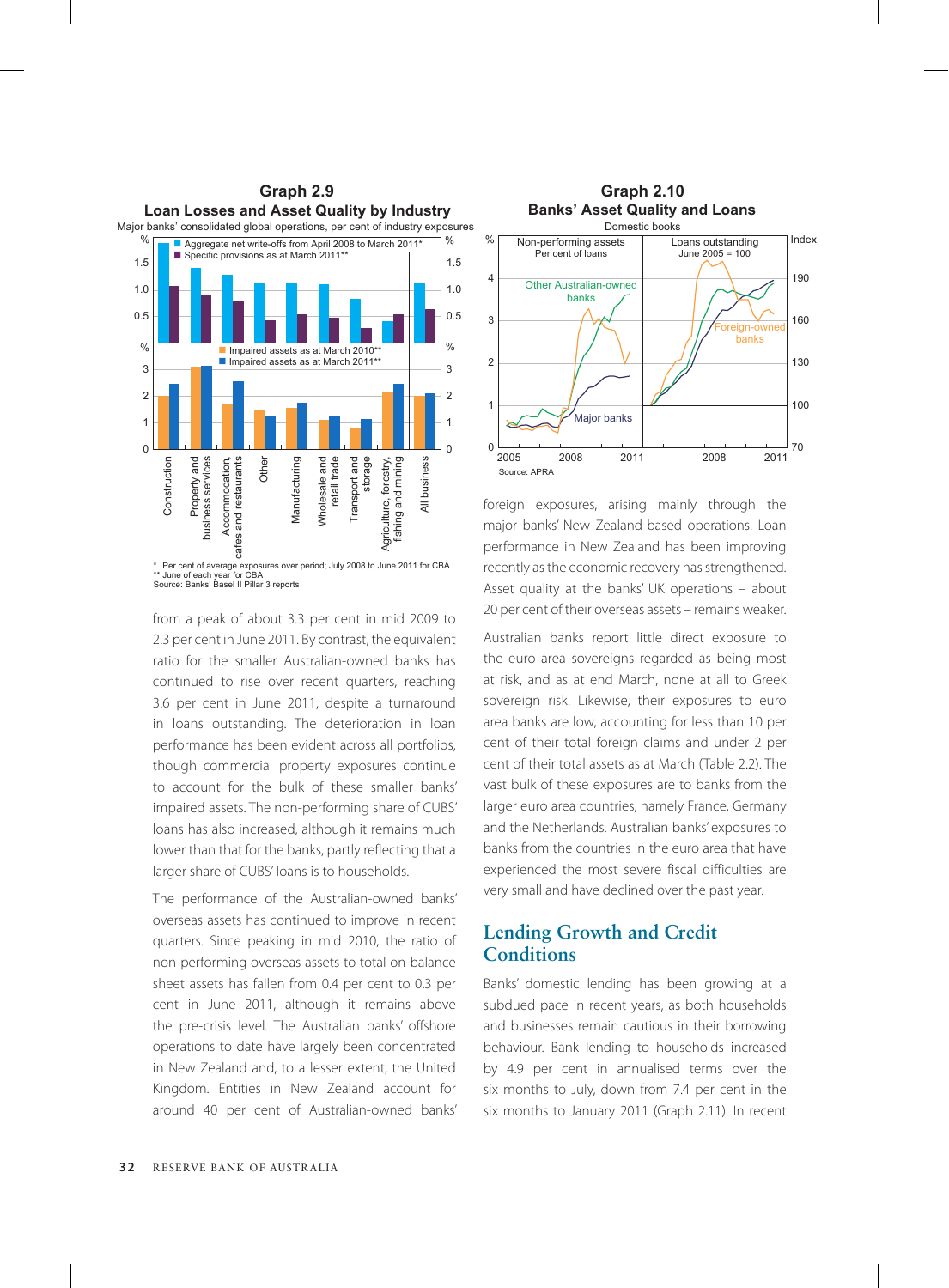**Graph 2.9**
**Loan Losses and Asset Quality by Industry**
Major banks' consolidated global operations, per cent of industry exposures

\* Per cent of average exposures over period; July 2008 to June 2011 for CBA
\*\* June of each year for CBA
Source: Banks' Basel II Pillar 3 reports

**Graph 2.10**
**Banks' Asset Quality and Loans**
Domestic books

Source: APRA

from a peak of about 3.3 per cent in mid 2009 to 2.3 per cent in June 2011. By contrast, the equivalent ratio for the smaller Australian-owned banks has continued to rise over recent quarters, reaching 3.6 per cent in June 2011, despite a turnaround in loans outstanding. The deterioration in loan performance has been evident across all portfolios, though commercial property exposures continue to account for the bulk of these smaller banks' impaired assets. The non-performing share of CUBS' loans has also increased, although it remains much lower than that for the banks, partly reflecting that a larger share of CUBS' loans is to households.

The performance of the Australian-owned banks' overseas assets has continued to improve in recent quarters. Since peaking in mid 2010, the ratio of non-performing overseas assets to total on-balance sheet assets has fallen from 0.4 per cent to 0.3 per cent in June 2011, although it remains above the pre-crisis level. The Australian banks' offshore operations to date have largely been concentrated in New Zealand and, to a lesser extent, the United Kingdom. Entities in New Zealand account for around 40 per cent of Australian-owned banks' foreign exposures, arising mainly through the major banks' New Zealand-based operations. Loan performance in New Zealand has been improving recently as the economic recovery has strengthened. Asset quality at the banks' UK operations – about 20 per cent of their overseas assets – remains weaker.

Australian banks report little direct exposure to the euro area sovereigns regarded as being most at risk, and as at end March, none at all to Greek sovereign risk. Likewise, their exposures to euro area banks are low, accounting for less than 10 per cent of their total foreign claims and under 2 per cent of their total assets as at March (Table 2.2). The vast bulk of these exposures are to banks from the larger euro area countries, namely France, Germany and the Netherlands. Australian banks' exposures to banks from the countries in the euro area that have experienced the most severe fiscal difficulties are very small and have declined over the past year.

## Lending Growth and Credit Conditions

Banks' domestic lending has been growing at a subdued pace in recent years, as both households and businesses remain cautious in their borrowing behaviour. Bank lending to households increased by 4.9 per cent in annualised terms over the six months to July, down from 7.4 per cent in the six months to January 2011 (Graph 2.11). In recent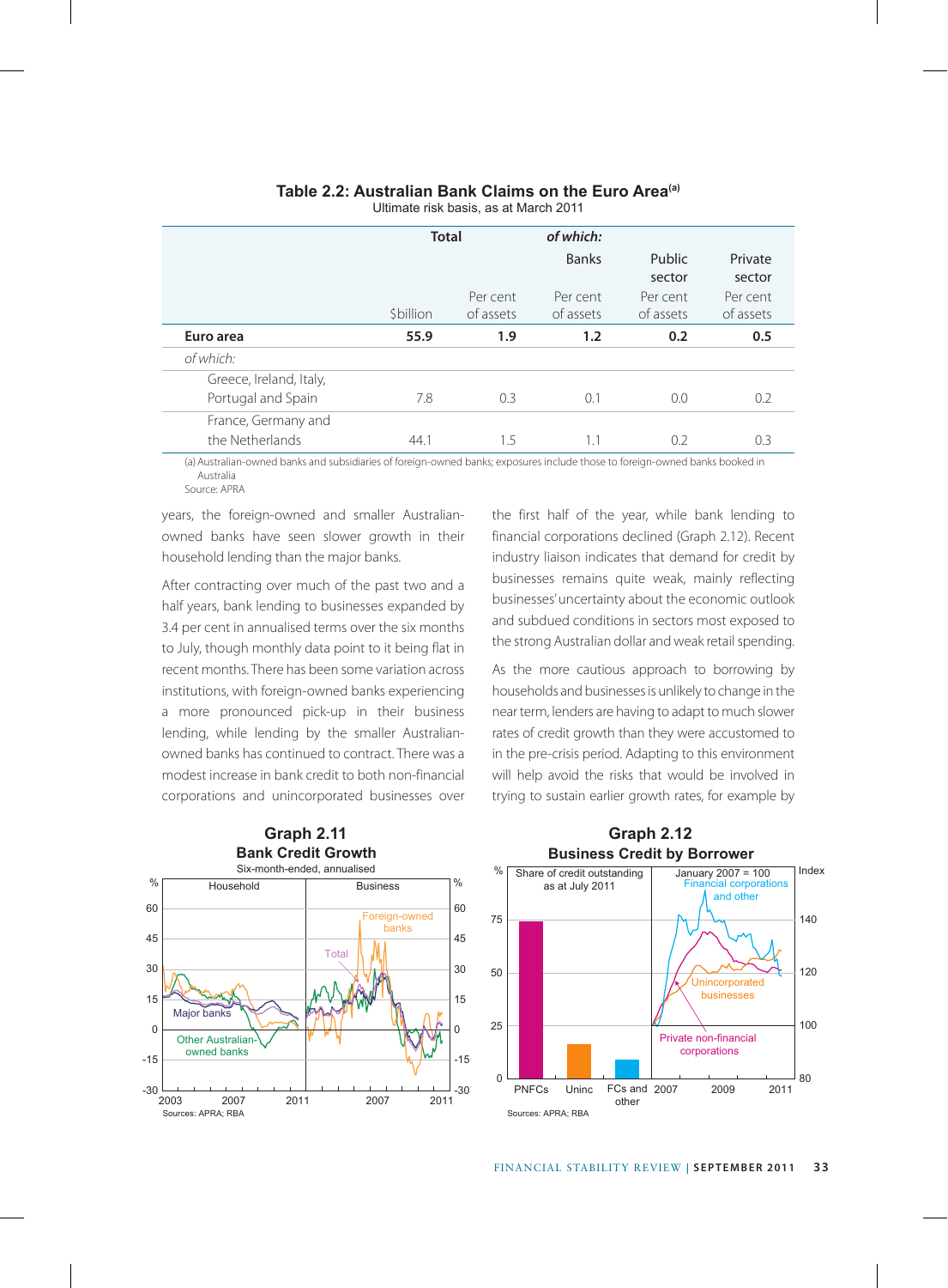**Table 2.2: Australian Bank Claims on the Euro Area(a)**
Ultimate risk basis, as at March 2011

| | Total | | *of which:* Banks | Public sector | Private sector |
|---|---|---|---|---|---|
| | $billion | Per cent of assets | Per cent of assets | Per cent of assets | Per cent of assets |
| **Euro area** | **55.9** | **1.9** | **1.2** | **0.2** | **0.5** |
| *of which:* | | | | | |
| Greece, Ireland, Italy, Portugal and Spain | 7.8 | 0.3 | 0.1 | 0.0 | 0.2 |
| France, Germany and the Netherlands | 44.1 | 1.5 | 1.1 | 0.2 | 0.3 |

(a) Australian-owned banks and subsidiaries of foreign-owned banks; exposures include those to foreign-owned banks booked in Australia
Source: APRA

years, the foreign-owned and smaller Australian-owned banks have seen slower growth in their household lending than the major banks.

After contracting over much of the past two and a half years, bank lending to businesses expanded by 3.4 per cent in annualised terms over the six months to July, though monthly data point to it being flat in recent months. There has been some variation across institutions, with foreign-owned banks experiencing a more pronounced pick-up in their business lending, while lending by the smaller Australian-owned banks has continued to contract. There was a modest increase in bank credit to both non-financial corporations and unincorporated businesses over the first half of the year, while bank lending to financial corporations declined (Graph 2.12). Recent industry liaison indicates that demand for credit by businesses remains quite weak, mainly reflecting businesses' uncertainty about the economic outlook and subdued conditions in sectors most exposed to the strong Australian dollar and weak retail spending.

As the more cautious approach to borrowing by households and businesses is unlikely to change in the near term, lenders are having to adapt to much slower rates of credit growth than they were accustomed to in the pre-crisis period. Adapting to this environment will help avoid the risks that would be involved in trying to sustain earlier growth rates, for example by

**Graph 2.11**
**Bank Credit Growth**
Six-month-ended, annualised

Sources: APRA; RBA

**Graph 2.12**
**Business Credit by Borrower**

Sources: APRA; RBA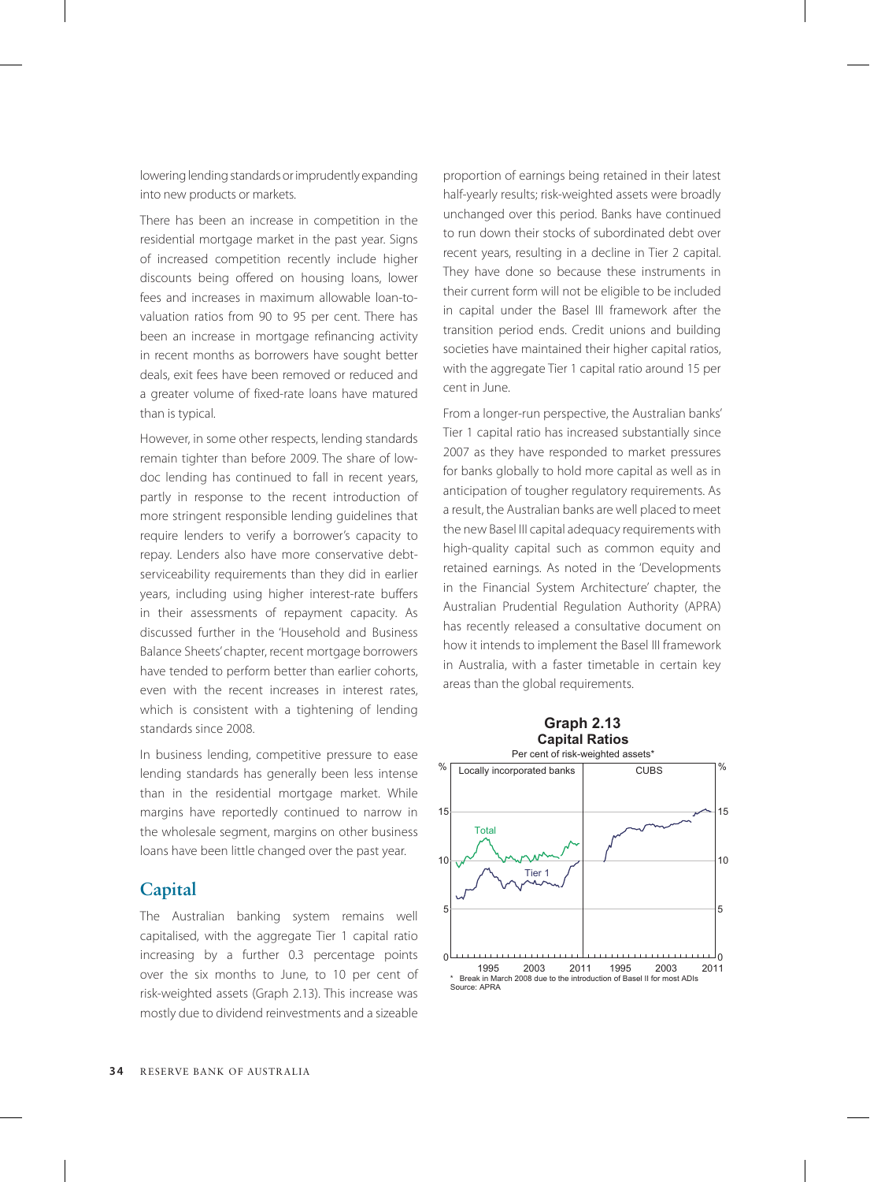lowering lending standards or imprudently expanding into new products or markets.

There has been an increase in competition in the residential mortgage market in the past year. Signs of increased competition recently include higher discounts being offered on housing loans, lower fees and increases in maximum allowable loan-to-valuation ratios from 90 to 95 per cent. There has been an increase in mortgage refinancing activity in recent months as borrowers have sought better deals, exit fees have been removed or reduced and a greater volume of fixed-rate loans have matured than is typical.

However, in some other respects, lending standards remain tighter than before 2009. The share of low-doc lending has continued to fall in recent years, partly in response to the recent introduction of more stringent responsible lending guidelines that require lenders to verify a borrower's capacity to repay. Lenders also have more conservative debt-serviceability requirements than they did in earlier years, including using higher interest-rate buffers in their assessments of repayment capacity. As discussed further in the 'Household and Business Balance Sheets' chapter, recent mortgage borrowers have tended to perform better than earlier cohorts, even with the recent increases in interest rates, which is consistent with a tightening of lending standards since 2008.

In business lending, competitive pressure to ease lending standards has generally been less intense than in the residential mortgage market. While margins have reportedly continued to narrow in the wholesale segment, margins on other business loans have been little changed over the past year.

## Capital

The Australian banking system remains well capitalised, with the aggregate Tier 1 capital ratio increasing by a further 0.3 percentage points over the six months to June, to 10 per cent of risk-weighted assets (Graph 2.13). This increase was mostly due to dividend reinvestments and a sizeable proportion of earnings being retained in their latest half-yearly results; risk-weighted assets were broadly unchanged over this period. Banks have continued to run down their stocks of subordinated debt over recent years, resulting in a decline in Tier 2 capital. They have done so because these instruments in their current form will not be eligible to be included in capital under the Basel III framework after the transition period ends. Credit unions and building societies have maintained their higher capital ratios, with the aggregate Tier 1 capital ratio around 15 per cent in June.

From a longer-run perspective, the Australian banks' Tier 1 capital ratio has increased substantially since 2007 as they have responded to market pressures for banks globally to hold more capital as well as in anticipation of tougher regulatory requirements. As a result, the Australian banks are well placed to meet the new Basel III capital adequacy requirements with high-quality capital such as common equity and retained earnings. As noted in the 'Developments in the Financial System Architecture' chapter, the Australian Prudential Regulation Authority (APRA) has recently released a consultative document on how it intends to implement the Basel III framework in Australia, with a faster timetable in certain key areas than the global requirements.

**Graph 2.13**
**Capital Ratios**
Per cent of risk-weighted assets*

Panels: Locally incorporated banks (Total, Tier 1); CUBS. Horizontal axis: 1995, 2003, 2011. Vertical axis: 0–15 %.

\* Break in March 2008 due to the introduction of Basel II for most ADIs
Source: APRA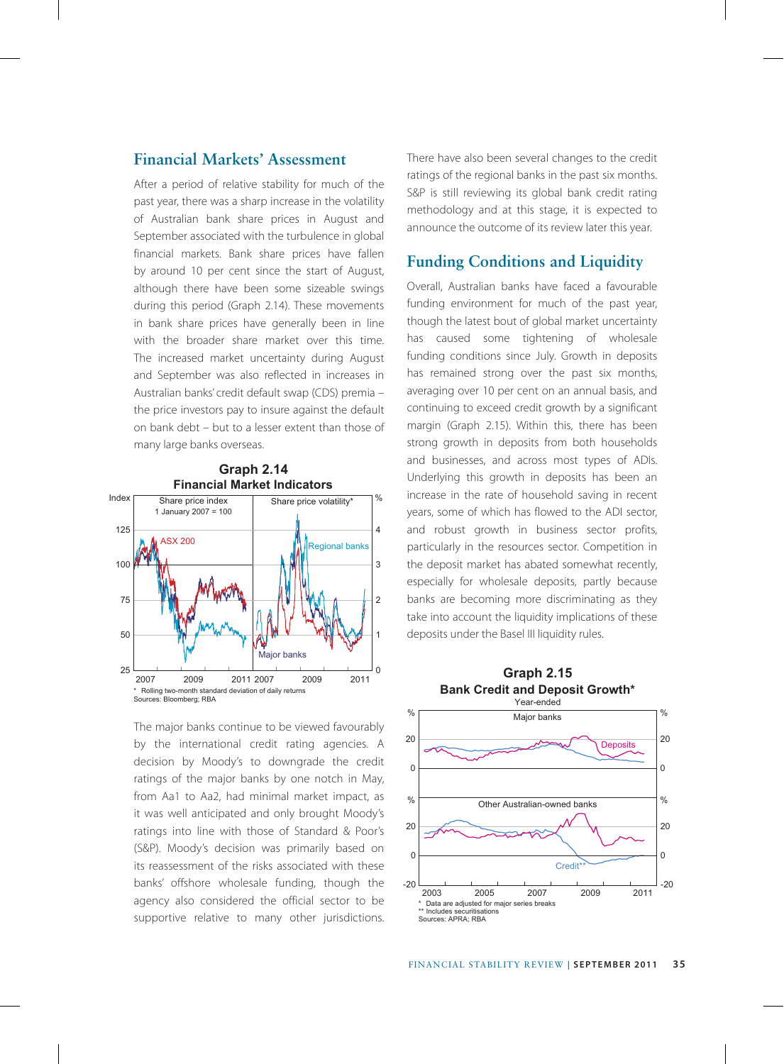## Financial Markets' Assessment

After a period of relative stability for much of the past year, there was a sharp increase in the volatility of Australian bank share prices in August and September associated with the turbulence in global financial markets. Bank share prices have fallen by around 10 per cent since the start of August, although there have been some sizeable swings during this period (Graph 2.14). These movements in bank share prices have generally been in line with the broader share market over this time. The increased market uncertainty during August and September was also reflected in increases in Australian banks' credit default swap (CDS) premia – the price investors pay to insure against the default on bank debt – but to a lesser extent than those of many large banks overseas.

**Graph 2.14**
**Financial Market Indicators**

\* Rolling two-month standard deviation of daily returns
Sources: Bloomberg; RBA

The major banks continue to be viewed favourably by the international credit rating agencies. A decision by Moody's to downgrade the credit ratings of the major banks by one notch in May, from Aa1 to Aa2, had minimal impact, as it was well anticipated and only brought Moody's ratings into line with those of Standard & Poor's (S&P). Moody's decision was primarily based on its reassessment of the risks associated with these banks' offshore wholesale funding, though the agency also considered the official sector to be supportive relative to many other jurisdictions. There have also been several changes to the credit ratings of the regional banks in the past six months. S&P is still reviewing its global bank credit rating methodology and at this stage, it is expected to announce the outcome of its review later this year.

## Funding Conditions and Liquidity

Overall, Australian banks have faced a favourable funding environment for much of the past year, though the latest bout of global market uncertainty has caused some tightening of wholesale funding conditions since July. Growth in deposits has remained strong over the past six months, averaging over 10 per cent on an annual basis, and continuing to exceed credit growth by a significant margin (Graph 2.15). Within this, there has been strong growth in deposits from both households and businesses, and across most types of ADIs. Underlying this growth in deposits has been an increase in the rate of household saving in recent years, some of which has flowed to the ADI sector, and robust growth in business sector profits, particularly in the resources sector. Competition in the deposit market has abated somewhat recently, especially for wholesale deposits, partly because banks are becoming more discriminating as they take into account the liquidity implications of these deposits under the Basel III liquidity rules.

**Graph 2.15**
**Bank Credit and Deposit Growth\***
Year-ended

\* Data are adjusted for major series breaks
\*\* Includes securitisations
Sources: APRA; RBA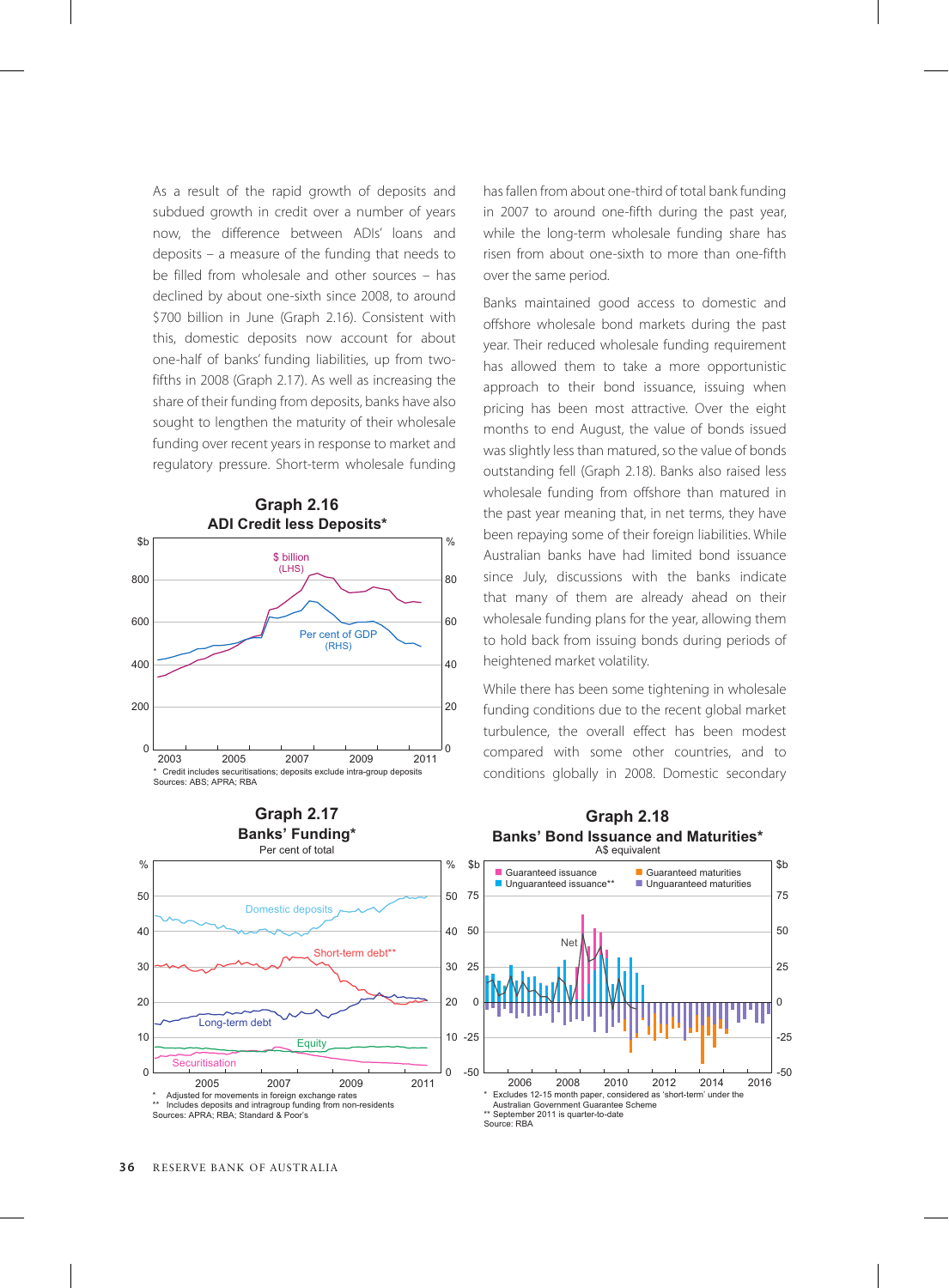As a result of the rapid growth of deposits and subdued growth in credit over a number of years now, the difference between ADIs' loans and deposits – a measure of the funding that needs to be filled from wholesale and other sources – has declined by about one-sixth since 2008, to around $700 billion in June (Graph 2.16). Consistent with this, domestic deposits now account for about one-half of banks' funding liabilities, up from two-fifths in 2008 (Graph 2.17). As well as increasing the share of their funding from deposits, banks have also sought to lengthen the maturity of their wholesale funding over recent years in response to market and regulatory pressure. Short-term wholesale funding has fallen from about one-third of total bank funding in 2007 to around one-fifth during the past year, while the long-term wholesale funding share has risen from about one-sixth to more than one-fifth over the same period.

**Graph 2.16**
**ADI Credit less Deposits***

\* Credit includes securitisations; deposits exclude intra-group deposits
Sources: ABS; APRA; RBA

Banks maintained good access to domestic and offshore wholesale bond markets during the past year. Their reduced wholesale funding requirement has allowed them to take a more opportunistic approach to their bond issuance, issuing when pricing has been most attractive. Over the eight months to end August, the value of bonds issued was slightly less than matured, so the value of bonds outstanding fell (Graph 2.18). Banks also raised less wholesale funding from offshore than matured in the past year meaning that, in net terms, they have been repaying some of their foreign liabilities. While Australian banks have had limited bond issuance since July, discussions with the banks indicate that many of them are already ahead on their wholesale funding plans for the year, allowing them to hold back from issuing bonds during periods of heightened market volatility.

While there has been some tightening in wholesale funding conditions due to the recent global market turbulence, the overall effect has been modest compared with some other countries, and to conditions globally in 2008. Domestic secondary

**Graph 2.17**
**Banks' Funding***
Per cent of total

\* Adjusted for movements in foreign exchange rates
\*\* Includes deposits and intragroup funding from non-residents
Sources: APRA; RBA; Standard & Poor's

**Graph 2.18**
**Banks' Bond Issuance and Maturities***
A$ equivalent

\* Excludes 12-15 month paper, considered as 'short-term' under the Australian Government Guarantee Scheme
\*\* September 2011 is quarter-to-date
Source: RBA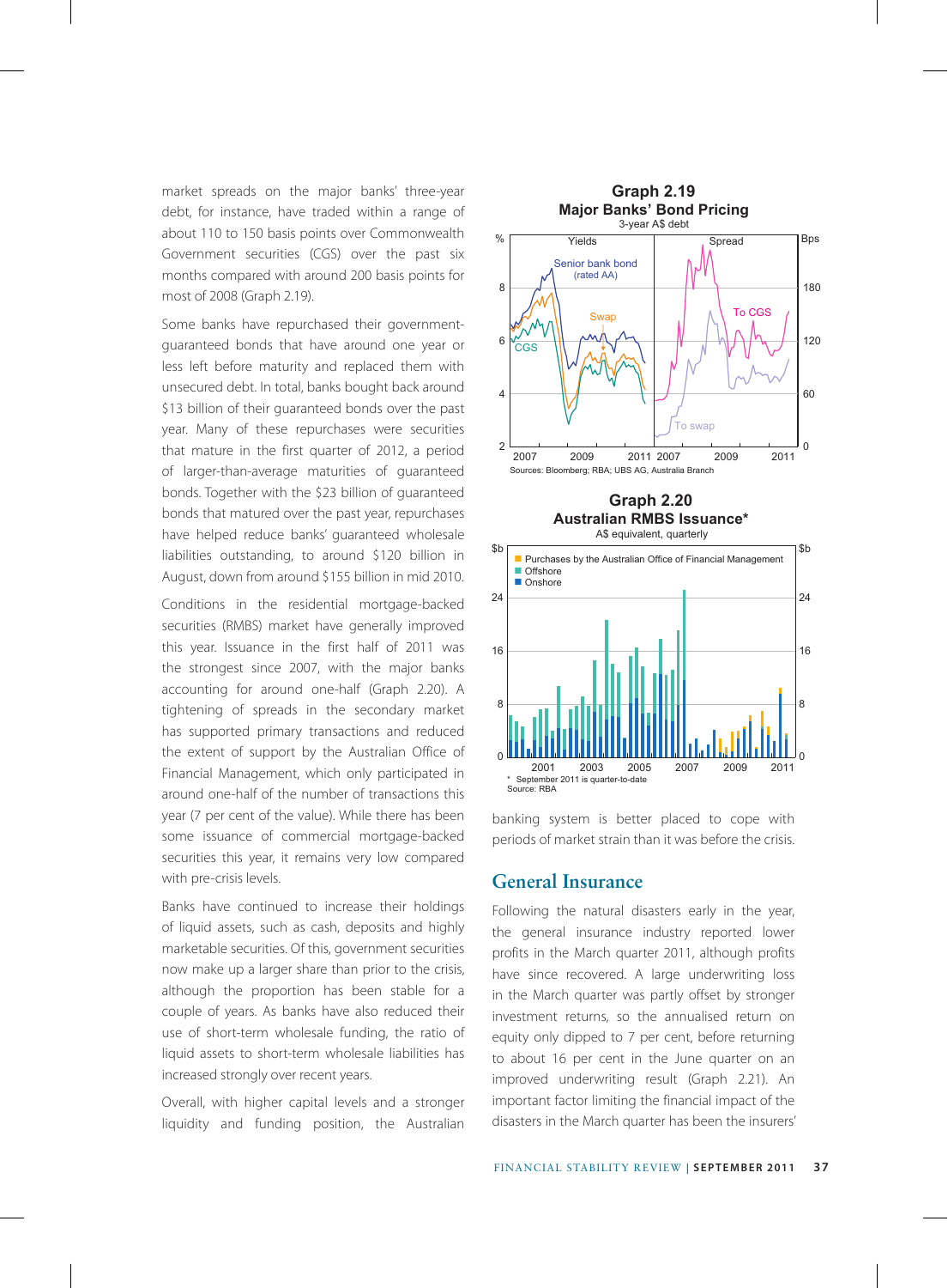market spreads on the major banks' three-year debt, for instance, have traded within a range of about 110 to 150 basis points over Commonwealth Government securities (CGS) over the past six months compared with around 200 basis points for most of 2008 (Graph 2.19).

Some banks have repurchased their government-guaranteed bonds that have around one year or less left before maturity and replaced them with unsecured debt. In total, banks bought back around $13 billion of their guaranteed bonds over the past year. Many of these repurchases were securities that mature in the first quarter of 2012, a period of larger-than-average maturities of guaranteed bonds. Together with the $23 billion of guaranteed bonds that matured over the past year, repurchases have helped reduce banks' guaranteed wholesale liabilities outstanding, to around $120 billion in August, down from around $155 billion in mid 2010.

Conditions in the residential mortgage-backed securities (RMBS) market have generally improved this year. Issuance in the first half of 2011 was the strongest since 2007, with the major banks accounting for around one-half (Graph 2.20). A tightening of spreads in the secondary market has supported primary transactions and reduced the extent of support by the Australian Office of Financial Management, which only participated in around one-half of the number of transactions this year (7 per cent of the value). While there has been some issuance of commercial mortgage-backed securities this year, it remains very low compared with pre-crisis levels.

Banks have continued to increase their holdings of liquid assets, such as cash, deposits and highly marketable securities. Of this, government securities now make up a larger share than prior to the crisis, although the proportion has been stable for a couple of years. As banks have also reduced their use of short-term wholesale funding, the ratio of liquid assets to short-term wholesale liabilities has increased strongly over recent years.

Overall, with higher capital levels and a stronger liquidity and funding position, the Australian banking system is better placed to cope with periods of market strain than it was before the crisis.

**Graph 2.19**
**Major Banks' Bond Pricing**
3-year A$ debt

Sources: Bloomberg; RBA; UBS AG, Australia Branch

**Graph 2.20**
**Australian RMBS Issuance***
A$ equivalent, quarterly

\* September 2011 is quarter-to-date
Source: RBA

## General Insurance

Following the natural disasters early in the year, the general insurance industry reported lower profits in the March quarter 2011, although profits have since recovered. A large underwriting loss in the March quarter was partly offset by stronger investment returns, so the annualised return on equity only dipped to 7 per cent, before returning to about 16 per cent in the June quarter on an improved underwriting result (Graph 2.21). An important factor limiting the financial impact of the disasters in the March quarter has been the insurers'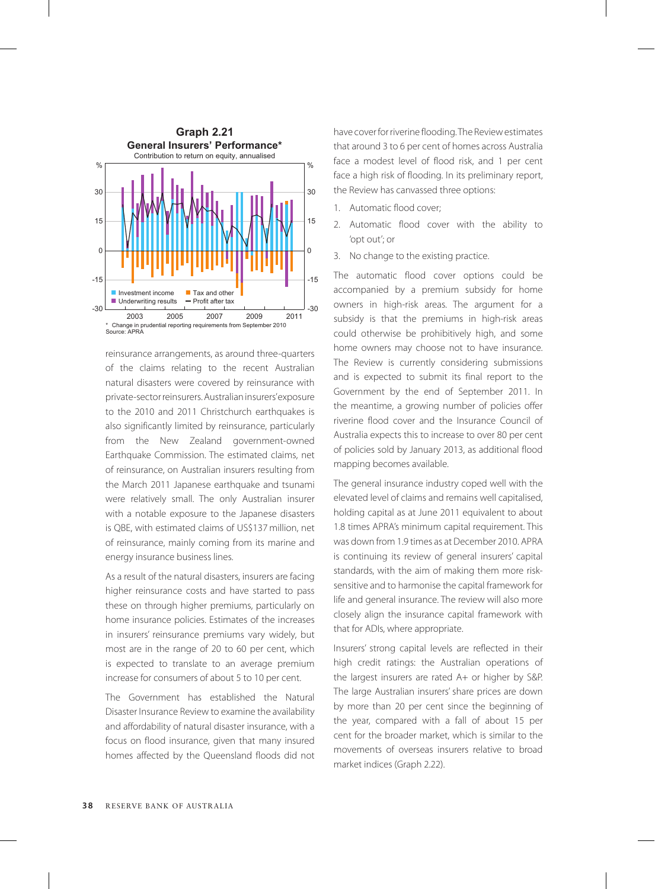**Graph 2.21**

**General Insurers' Performance***

Contribution to return on equity, annualised

\* Change in prudential reporting requirements from September 2010

Source: APRA

reinsurance arrangements, as around three-quarters of the claims relating to the recent Australian natural disasters were covered by reinsurance with private-sector reinsurers. Australian insurers' exposure to the 2010 and 2011 Christchurch earthquakes is also significantly limited by reinsurance, particularly from the New Zealand government-owned Earthquake Commission. The estimated claims, net of reinsurance, on Australian insurers resulting from the March 2011 Japanese earthquake and tsunami were relatively small. The only Australian insurer with a notable exposure to the Japanese disasters is QBE, with estimated claims of US$137 million, net of reinsurance, mainly coming from its marine and energy insurance business lines.

As a result of the natural disasters, insurers are facing higher reinsurance costs and have started to pass these on through higher premiums, particularly on home insurance policies. Estimates of the increases in insurers' reinsurance premiums vary widely, but most are in the range of 20 to 60 per cent, which is expected to translate to an average premium increase for consumers of about 5 to 10 per cent.

The Government has established the Natural Disaster Insurance Review to examine the availability and affordability of natural disaster insurance, with a focus on flood insurance, given that many insured homes affected by the Queensland floods did not have cover for riverine flooding. The Review estimates that around 3 to 6 per cent of homes across Australia face a modest level of flood risk, and 1 per cent face a high risk of flooding. In its preliminary report, the Review has canvassed three options:

1. Automatic flood cover;
2. Automatic flood cover with the ability to 'opt out'; or
3. No change to the existing practice.

The automatic flood cover options could be accompanied by a premium subsidy for home owners in high-risk areas. The argument for a subsidy is that the premiums in high-risk areas could otherwise be prohibitively high, and some home owners may choose not to have insurance. The Review is currently considering submissions and is expected to submit its final report to the Government by the end of September 2011. In the meantime, a growing number of policies offer riverine flood cover and the Insurance Council of Australia expects this to increase to over 80 per cent of policies sold by January 2013, as additional flood mapping becomes available.

The general insurance industry coped well with the elevated level of claims and remains well capitalised, holding capital as at June 2011 equivalent to about 1.8 times APRA's minimum capital requirement. This was down from 1.9 times as at December 2010. APRA is continuing its review of general insurers' capital standards, with the aim of making them more risk-sensitive and to harmonise the capital framework for life and general insurance. The review will also more closely align the insurance capital framework with that for ADIs, where appropriate.

Insurers' strong capital levels are reflected in their high credit ratings: the Australian operations of the largest insurers are rated A+ or higher by S&P. The large Australian insurers' share prices are down by more than 20 per cent since the beginning of the year, compared with a fall of about 15 per cent for the broader market, which is similar to the movements of overseas insurers relative to broad market indices (Graph 2.22).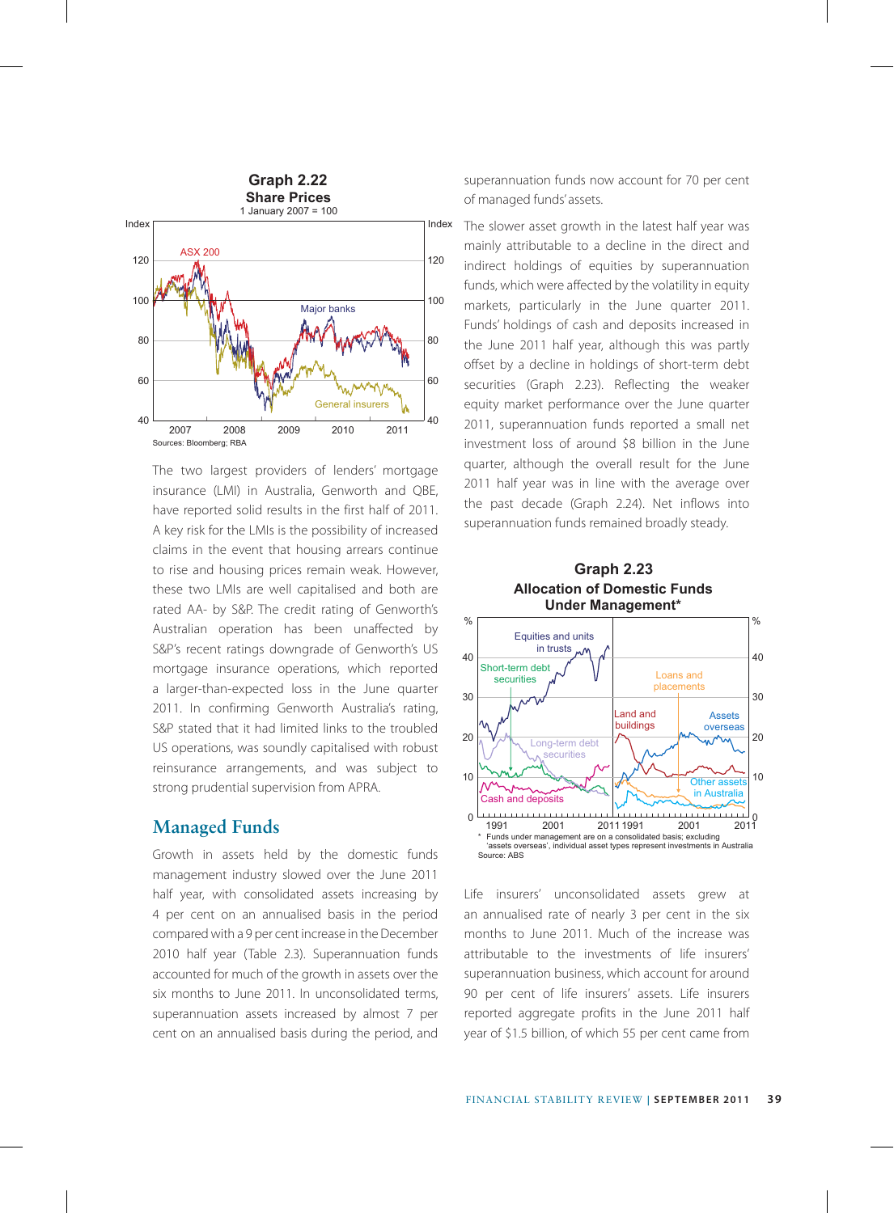**Graph 2.22**
**Share Prices**
1 January 2007 = 100

Sources: Bloomberg; RBA

The two largest providers of lenders' mortgage insurance (LMI) in Australia, Genworth and QBE, have reported solid results in the first half of 2011. A key risk for the LMIs is the possibility of increased claims in the event that housing arrears continue to rise and housing prices remain weak. However, these two LMIs are well capitalised and both are rated AA- by S&P. The credit rating of Genworth's Australian operation has been unaffected by S&P's recent ratings downgrade of Genworth's US mortgage insurance operations, which reported a larger-than-expected loss in the June quarter 2011. In confirming Genworth Australia's rating, S&P stated that it had limited links to the troubled US operations, was soundly capitalised with robust reinsurance arrangements, and was subject to strong prudential supervision from APRA.

## Managed Funds

Growth in assets held by the domestic funds management industry slowed over the June 2011 half year, with consolidated assets increasing by 4 per cent on an annualised basis in the period compared with a 9 per cent increase in the December 2010 half year (Table 2.3). Superannuation funds accounted for much of the growth in assets over the six months to June 2011. In unconsolidated terms, superannuation assets increased by almost 7 per cent on an annualised basis during the period, and superannuation funds now account for 70 per cent of managed funds' assets.

The slower asset growth in the latest half year was mainly attributable to a decline in the direct and indirect holdings of equities by superannuation funds, which were affected by the volatility in equity markets, particularly in the June quarter 2011. Funds' holdings of cash and deposits increased in the June 2011 half year, although this was partly offset by a decline in holdings of short-term debt securities (Graph 2.23). Reflecting the weaker equity market performance over the June quarter 2011, superannuation funds reported a small net investment loss of around $8 billion in the June quarter, although the overall result for the June 2011 half year was in line with the average over the past decade (Graph 2.24). Net inflows into superannuation funds remained broadly steady.

**Graph 2.23**
**Allocation of Domestic Funds Under Management***

\* Funds under management are on a consolidated basis; excluding 'assets overseas', individual asset types represent investments in Australia

Source: ABS

Life insurers' unconsolidated assets grew at an annualised rate of nearly 3 per cent in the six months to June 2011. Much of the increase was attributable to the investments of life insurers' superannuation business, which account for around 90 per cent of life insurers' assets. Life insurers reported aggregate profits in the June 2011 half year of $1.5 billion, of which 55 per cent came from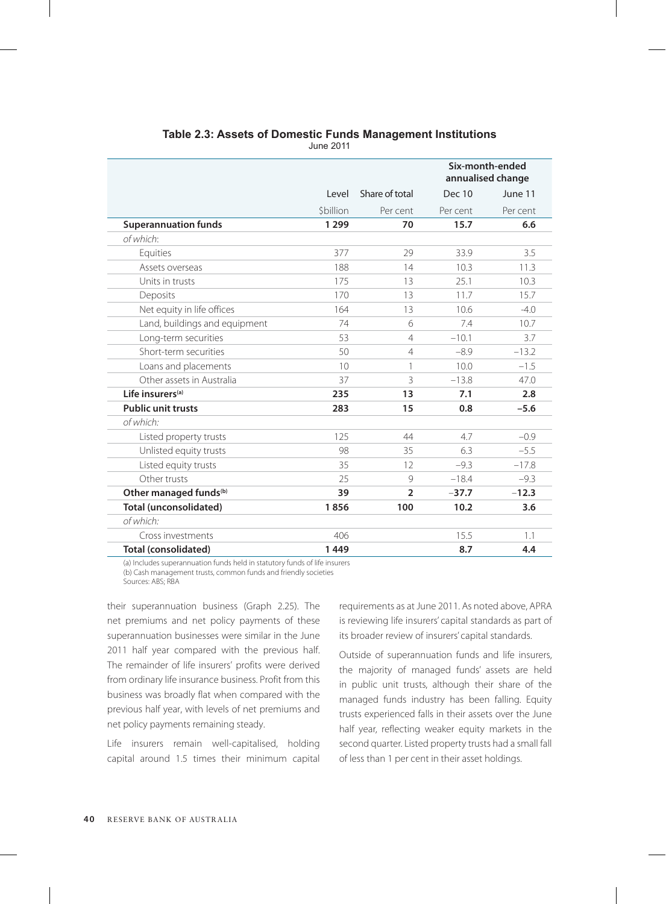**Table 2.3: Assets of Domestic Funds Management Institutions**

June 2011

| | Level | Share of total | Six-month-ended annualised change | |
|---|---|---|---|---|
| | | | Dec 10 | June 11 |
| | $billion | Per cent | Per cent | Per cent |
| **Superannuation funds** | **1 299** | **70** | **15.7** | **6.6** |
| *of which*: | | | | |
| Equities | 377 | 29 | 33.9 | 3.5 |
| Assets overseas | 188 | 14 | 10.3 | 11.3 |
| Units in trusts | 175 | 13 | 25.1 | 10.3 |
| Deposits | 170 | 13 | 11.7 | 15.7 |
| Net equity in life offices | 164 | 13 | 10.6 | -4.0 |
| Land, buildings and equipment | 74 | 6 | 7.4 | 10.7 |
| Long-term securities | 53 | 4 | –10.1 | 3.7 |
| Short-term securities | 50 | 4 | –8.9 | –13.2 |
| Loans and placements | 10 | 1 | 10.0 | –1.5 |
| Other assets in Australia | 37 | 3 | –13.8 | 47.0 |
| **Life insurers[(a)]** | **235** | **13** | **7.1** | **2.8** |
| **Public unit trusts** | **283** | **15** | **0.8** | **–5.6** |
| *of which:* | | | | |
| Listed property trusts | 125 | 44 | 4.7 | –0.9 |
| Unlisted equity trusts | 98 | 35 | 6.3 | –5.5 |
| Listed equity trusts | 35 | 12 | –9.3 | –17.8 |
| Other trusts | 25 | 9 | –18.4 | –9.3 |
| **Other managed funds[(b)]** | **39** | **2** | **–37.7** | **–12.3** |
| **Total (unconsolidated)** | **1 856** | **100** | **10.2** | **3.6** |
| *of which:* | | | | |
| Cross investments | 406 | | 15.5 | 1.1 |
| **Total (consolidated)** | **1 449** | | **8.7** | **4.4** |

(a) Includes superannuation funds held in statutory funds of life insurers
(b) Cash management trusts, common funds and friendly societies
Sources: ABS; RBA

their superannuation business (Graph 2.25). The net premiums and net policy payments of these superannuation businesses were similar in the June 2011 half year compared with the previous half. The remainder of life insurers' profits were derived from ordinary life insurance business. Profit from this business was broadly flat when compared with the previous half year, with levels of net premiums and net policy payments remaining steady.

Life insurers remain well-capitalised, holding capital around 1.5 times their minimum capital requirements as at June 2011. As noted above, APRA is reviewing life insurers' capital standards as part of its broader review of insurers' capital standards.

Outside of superannuation funds and life insurers, the majority of managed funds' assets are held in public unit trusts, although their share of the managed funds industry has been falling. Equity trusts experienced falls in their assets over the June half year, reflecting weaker equity markets in the second quarter. Listed property trusts had a small fall of less than 1 per cent in their asset holdings.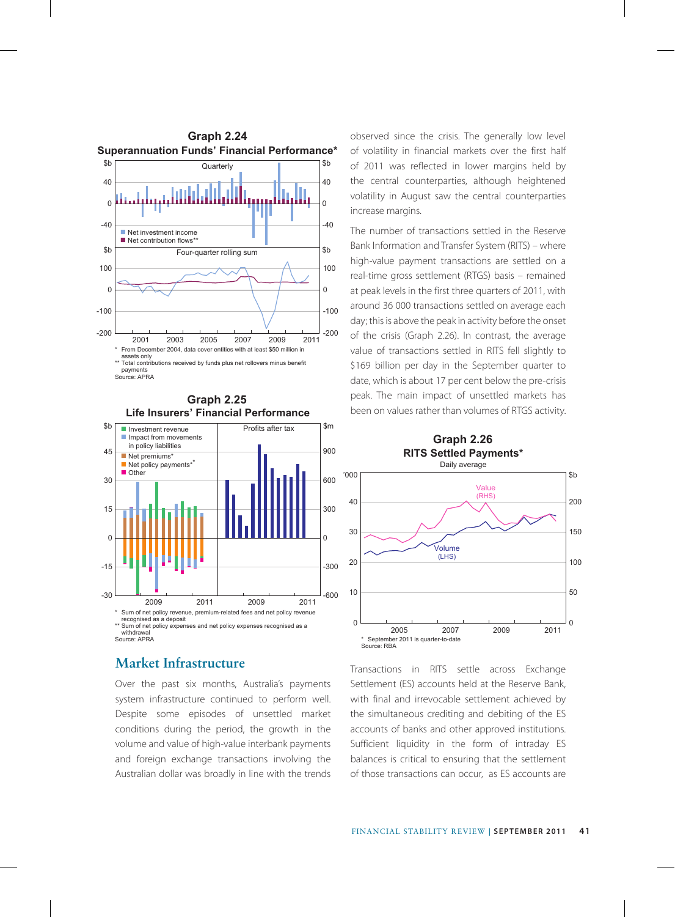**Graph 2.24**
**Superannuation Funds' Financial Performance***

\* From December 2004, data cover entities with at least $50 million in assets only
\*\* Total contributions received by funds plus net rollovers minus benefit payments
Source: APRA

**Graph 2.25**
**Life Insurers' Financial Performance**

\* Sum of net policy revenue, premium-related fees and net policy revenue recognised as a deposit
\*\* Sum of net policy expenses and net policy expenses recognised as a withdrawal
Source: APRA

## Market Infrastructure

Over the past six months, Australia's payments system infrastructure continued to perform well. Despite some episodes of unsettled market conditions during the period, the growth in the volume and value of high-value interbank payments and foreign exchange transactions involving the Australian dollar was broadly in line with the trends observed since the crisis. The generally low level of volatility in financial markets over the first half of 2011 was reflected in lower margins held by the central counterparties, although heightened volatility in August saw the central counterparties increase margins.

The number of transactions settled in the Reserve Bank Information and Transfer System (RITS) – where high-value payment transactions are settled on a real-time gross settlement (RTGS) basis – remained at peak levels in the first three quarters of 2011, with around 36 000 transactions settled on average each day; this is above the peak in activity before the onset of the crisis (Graph 2.26). In contrast, the average value of transactions settled in RITS fell slightly to $169 billion per day in the September quarter to date, which is about 17 per cent below the pre-crisis peak. The main impact of unsettled markets has been on values rather than volumes of RTGS activity.

**Graph 2.26**
**RITS Settled Payments***
Daily average

\* September 2011 is quarter-to-date
Source: RBA

Transactions in RITS settle across Exchange Settlement (ES) accounts held at the Reserve Bank, with final and irrevocable settlement achieved by the simultaneous crediting and debiting of the ES accounts of banks and other approved institutions. Sufficient liquidity in the form of intraday ES balances is critical to ensuring that the settlement of those transactions can occur, as ES accounts are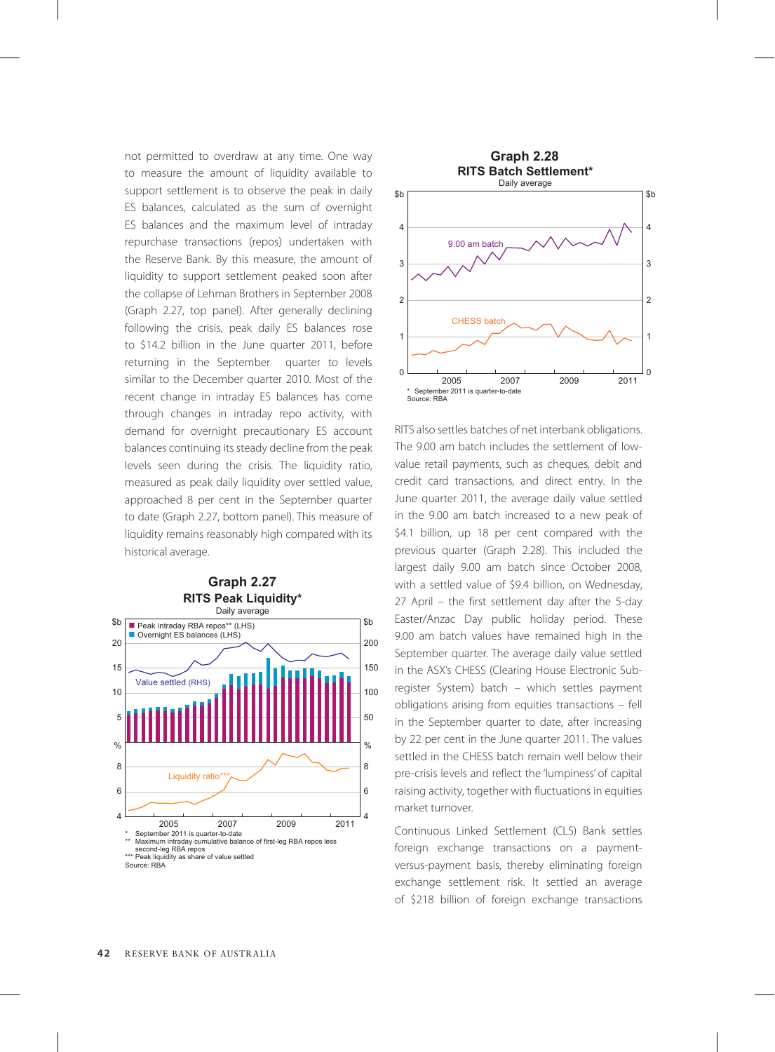not permitted to overdraw at any time. One way to measure the amount of liquidity available to support settlement is to observe the peak in daily ES balances, calculated as the sum of overnight ES balances and the maximum level of intraday repurchase transactions (repos) undertaken with the Reserve Bank. By this measure, the amount of liquidity to support settlement peaked soon after the collapse of Lehman Brothers in September 2008 (Graph 2.27, top panel). After generally declining following the crisis, peak daily ES balances rose to $14.2 billion in the June quarter 2011, before returning in the September quarter to levels similar to the December quarter 2010. Most of the recent change in intraday ES balances has come through changes in intraday repo activity, with demand for overnight precautionary ES account balances continuing its steady decline from the peak levels seen during the crisis. The liquidity ratio, measured as peak daily liquidity over settled value, approached 8 per cent in the September quarter to date (Graph 2.27, bottom panel). This measure of liquidity remains reasonably high compared with its historical average.

**Graph 2.27**
**RITS Peak Liquidity***
Daily average

\* September 2011 is quarter-to-date
\*\* Maximum intraday cumulative balance of first-leg RBA repos less second-leg RBA repos
\*\*\* Peak liquidity as share of value settled
Source: RBA

**Graph 2.28**
**RITS Batch Settlement***
Daily average

\* September 2011 is quarter-to-date
Source: RBA

RITS also settles batches of net interbank obligations. The 9.00 am batch includes the settlement of low-value retail payments, such as cheques, debit and credit card transactions, and direct entry. In the June quarter 2011, the average daily value settled in the 9.00 am batch increased to a new peak of $4.1 billion, up 18 per cent compared with the previous quarter (Graph 2.28). This included the largest daily 9.00 am batch since October 2008, with a settled value of $9.4 billion, on Wednesday, 27 April – the first settlement day after the 5-day Easter/Anzac Day public holiday period. These 9.00 am batch values have remained high in the September quarter. The average daily value settled in the ASX's CHESS (Clearing House Electronic Sub-register System) batch – which settles payment obligations arising from equities transactions – fell in the September quarter to date, after increasing by 22 per cent in the June quarter 2011. The values settled in the CHESS batch remain well below their pre-crisis levels and reflect the 'lumpiness' of capital raising activity, together with fluctuations in equities market turnover.

Continuous Linked Settlement (CLS) Bank settles foreign exchange transactions on a payment-versus-payment basis, thereby eliminating foreign exchange settlement risk. It settled an average of $218 billion of foreign exchange transactions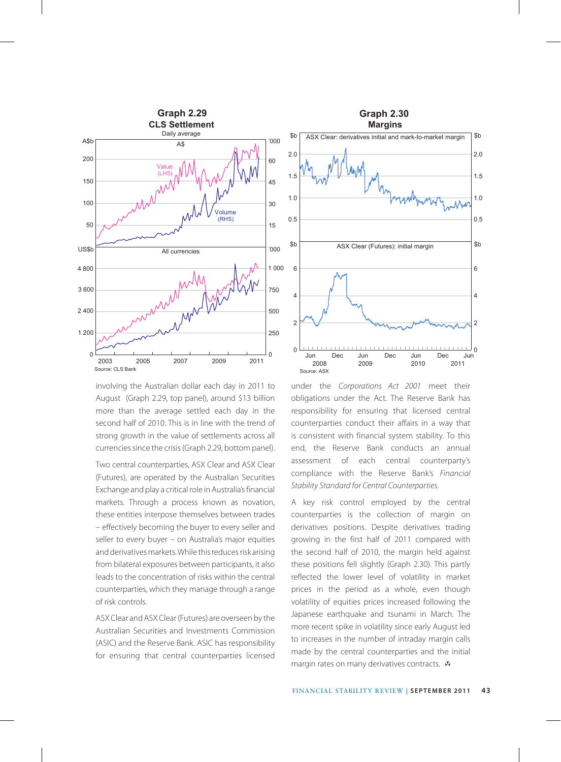**Graph 2.29**
**CLS Settlement**
Daily average

A$b
A$
'000
200
150
100
50
Value (LHS)
Volume (RHS)
60
45
30
15
US$b
All currencies
'000
4 800
3 600
2 400
1 200
0
1 000
750
500
250
0
2003
2005
2007
2009
2011
Source: CLS Bank

**Graph 2.30**
**Margins**

$b
ASX Clear: derivatives initial and mark-to-market margin
$b
2.0
1.5
1.0
0.5
$b
ASX Clear (Futures): initial margin
$b
6
4
2
0
Jun 2008
Dec
Jun 2009
Dec
Jun 2010
Dec
Jun 2011
Source: ASX

involving the Australian dollar each day in 2011 to August (Graph 2.29, top panel), around $13 billion more than the average settled each day in the second half of 2010. This is in line with the trend of strong growth in the value of settlements across all currencies since the crisis (Graph 2.29, bottom panel).

Two central counterparties, ASX Clear and ASX Clear (Futures), are operated by the Australian Securities Exchange and play a critical role in Australia's financial markets. Through a process known as novation, these entities interpose themselves between trades – effectively becoming the buyer to every seller and seller to every buyer – on Australia's major equities and derivatives markets. While this reduces risk arising from bilateral exposures between participants, it also leads to the concentration of risks within the central counterparties, which they manage through a range of risk controls.

ASX Clear and ASX Clear (Futures) are overseen by the Australian Securities and Investments Commission (ASIC) and the Reserve Bank. ASIC has responsibility for ensuring that central counterparties licensed under the *Corporations Act 2001* meet their obligations under the Act. The Reserve Bank has responsibility for ensuring that licensed central counterparties conduct their affairs in a way that is consistent with financial system stability. To this end, the Reserve Bank conducts an annual assessment of each central counterparty's compliance with the Reserve Bank's *Financial Stability Standard for Central Counterparties*.

A key risk control employed by the central counterparties is the collection of margin on derivatives positions. Despite derivatives trading growing in the first half of 2011 compared with the second half of 2010, the margin held against these positions fell slightly (Graph 2.30). This partly reflected the lower level of volatility in market prices in the period as a whole, even though volatility of equities prices increased following the Japanese earthquake and tsunami in March. The more recent spike in volatility since early August led to increases in the number of intraday margin calls made by the central counterparties and the initial margin rates on many derivatives contracts.